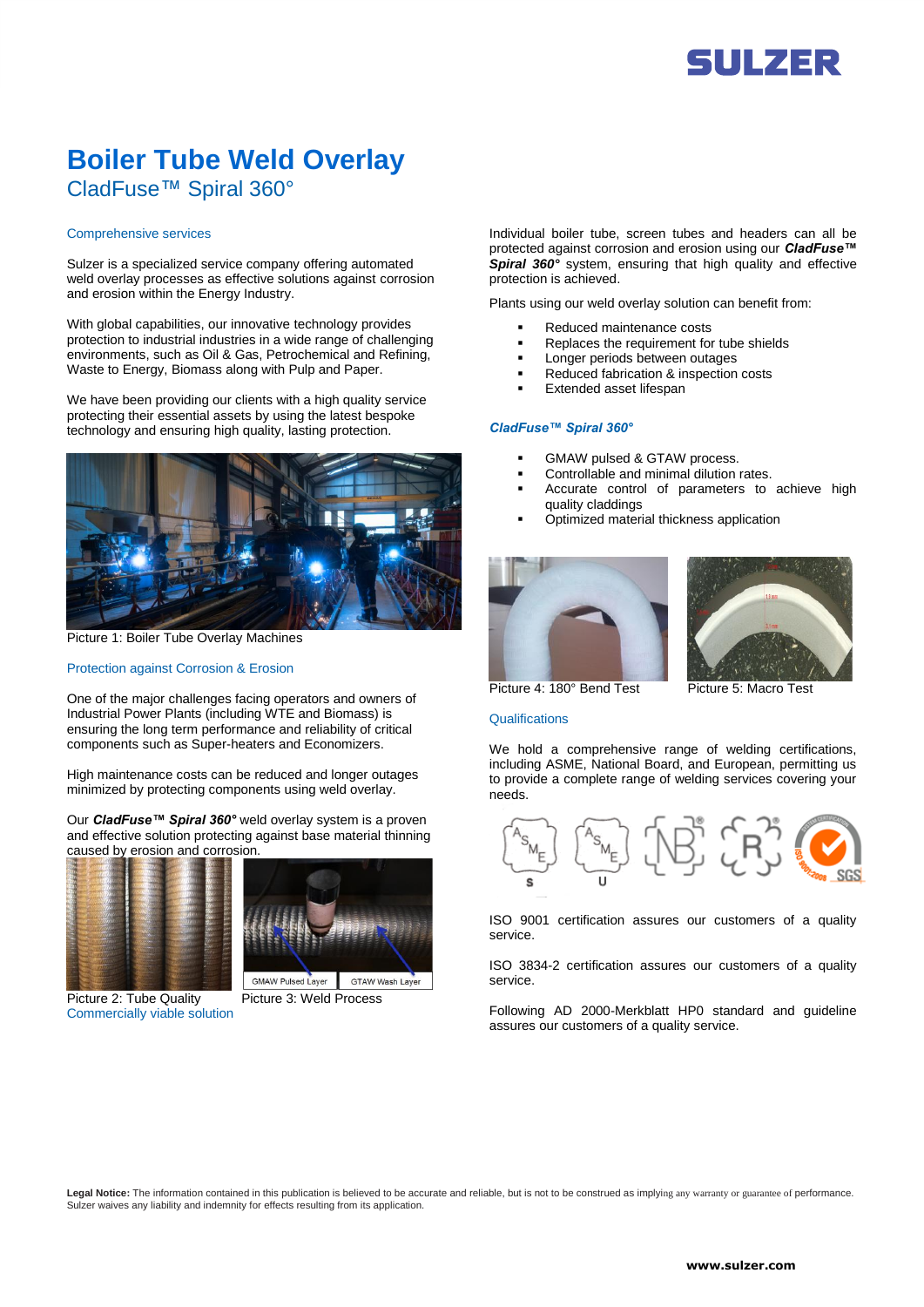# Boiler Tube Weld Overlay

## CladFuse™ Spiral 360°

### Comprehensive services

Sulzer is a specialized service company offering automated weld overlay processes as effective solutions against corrosion and erosion within the Energy Industry.

With global capabilities, our innovative technology provides protection to industrial industries in a wide range of challenging environments, such as Oil & Gas, Petrochemical and Refining, Waste to Energy, Biomass along with Pulp and Paper.

We have been providing our clients with a high quality service protecting their essential assets by using the latest bespoke technology and ensuring high quality, lasting protection.

Picture 1: Boiler Tube Overlay Machines

### Protection against Corrosion & Erosion

One of the major challenges facing operators and owners of Industrial Power Plants (including WTE and Biomass) is ensuring the long term performance and reliability of critical components such as Super-heaters and Economizers.

High maintenance costs can be reduced and longer outages minimized by protecting components using weld overlay.

Our ***CladFuse™ Spiral 360°*** weld overlay system is a proven and effective solution protecting against base material thinning caused by erosion and corrosion.

Picture 2: Tube Quality

Picture 3: Weld Process

### Commercially viable solution

Individual boiler tube, screen tubes and headers can all be protected against corrosion and erosion using our ***CladFuse™ Spiral 360°*** system, ensuring that high quality and effective protection is achieved.

Plants using our weld overlay solution can benefit from:

- Reduced maintenance costs
- Replaces the requirement for tube shields
- Longer periods between outages
- Reduced fabrication & inspection costs
- Extended asset lifespan

### *CladFuse™ Spiral 360°*

- GMAW pulsed & GTAW process.
- Controllable and minimal dilution rates.
- Accurate control of parameters to achieve high quality claddings
- Optimized material thickness application

Picture 4: 180° Bend Test

Picture 5: Macro Test

### Qualifications

We hold a comprehensive range of welding certifications, including ASME, National Board, and European, permitting us to provide a complete range of welding services covering your needs.

ISO 9001 certification assures our customers of a quality service.

ISO 3834-2 certification assures our customers of a quality service.

Following AD 2000-Merkblatt HP0 standard and guideline assures our customers of a quality service.

**Legal Notice:** The information contained in this publication is believed to be accurate and reliable, but is not to be construed as implying any warranty or guarantee of performance. Sulzer waives any liability and indemnity for effects resulting from its application.

**www.sulzer.com**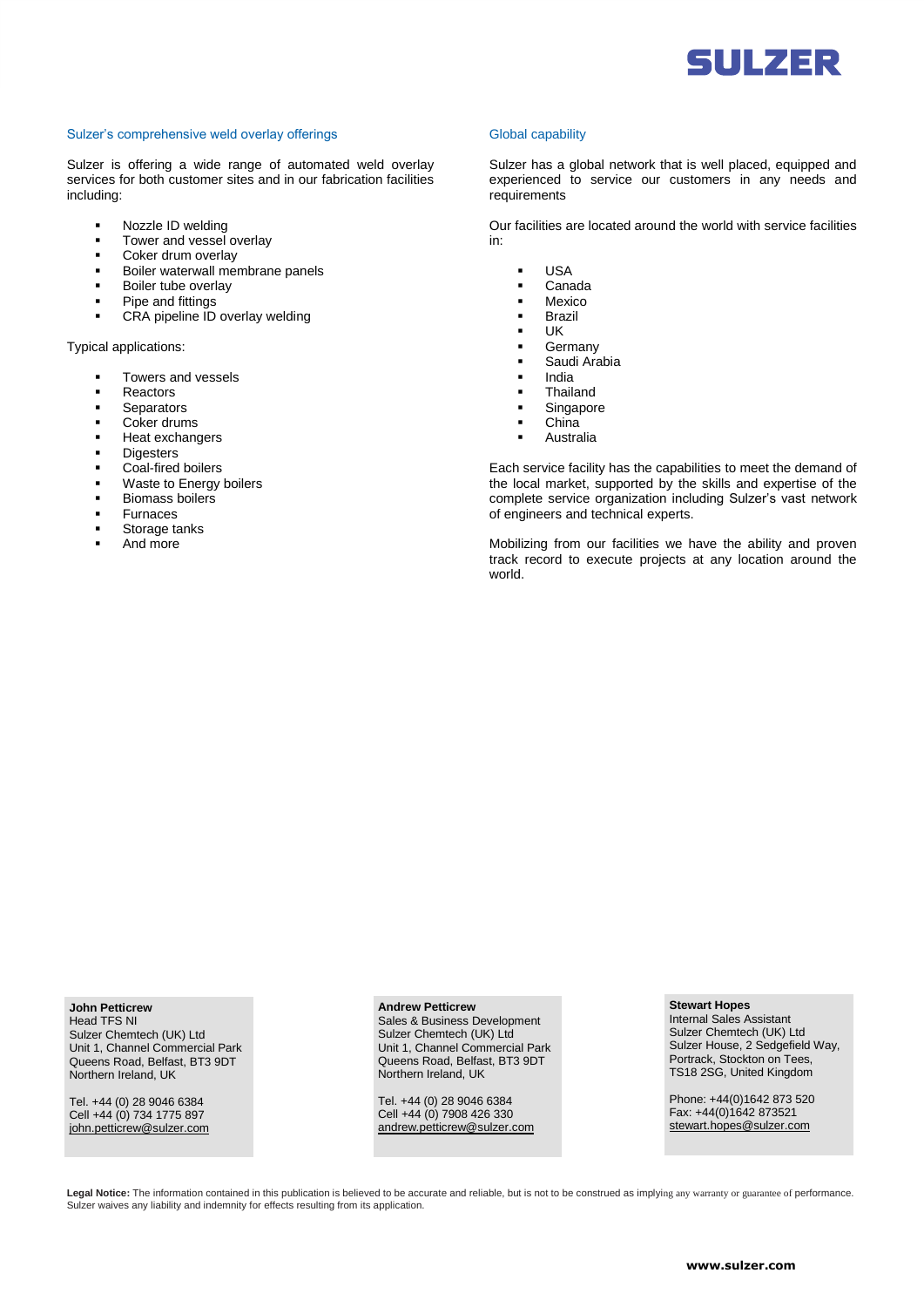## Sulzer's comprehensive weld overlay offerings

Sulzer is offering a wide range of automated weld overlay services for both customer sites and in our fabrication facilities including:

- Nozzle ID welding
- Tower and vessel overlay
- Coker drum overlay
- Boiler waterwall membrane panels
- Boiler tube overlay
- Pipe and fittings
- CRA pipeline ID overlay welding

Typical applications:

- Towers and vessels
- Reactors
- Separators
- Coker drums
- Heat exchangers
- Digesters
- Coal-fired boilers
- Waste to Energy boilers
- Biomass boilers
- Furnaces
- Storage tanks
- And more

## Global capability

Sulzer has a global network that is well placed, equipped and experienced to service our customers in any needs and requirements

Our facilities are located around the world with service facilities in:

- USA
- Canada
- Mexico
- Brazil
- UK
- Germany
- Saudi Arabia
- India
- Thailand
- Singapore
- China
- Australia

Each service facility has the capabilities to meet the demand of the local market, supported by the skills and expertise of the complete service organization including Sulzer's vast network of engineers and technical experts.

Mobilizing from our facilities we have the ability and proven track record to execute projects at any location around the world.

**John Petticrew**
Head TFS NI
Sulzer Chemtech (UK) Ltd
Unit 1, Channel Commercial Park
Queens Road, Belfast, BT3 9DT
Northern Ireland, UK

Tel. +44 (0) 28 9046 6384
Cell +44 (0) 734 1775 897
john.petticrew@sulzer.com

**Andrew Petticrew**
Sales & Business Development
Sulzer Chemtech (UK) Ltd
Unit 1, Channel Commercial Park
Queens Road, Belfast, BT3 9DT
Northern Ireland, UK

Tel. +44 (0) 28 9046 6384
Cell +44 (0) 7908 426 330
andrew.petticrew@sulzer.com

**Stewart Hopes**
Internal Sales Assistant
Sulzer Chemtech (UK) Ltd
Sulzer House, 2 Sedgefield Way,
Portrack, Stockton on Tees,
TS18 2SG, United Kingdom

Phone: +44(0)1642 873 520
Fax: +44(0)1642 873521
stewart.hopes@sulzer.com

**Legal Notice:** The information contained in this publication is believed to be accurate and reliable, but is not to be construed as implying any warranty or guarantee of performance. Sulzer waives any liability and indemnity for effects resulting from its application.

**www.sulzer.com**